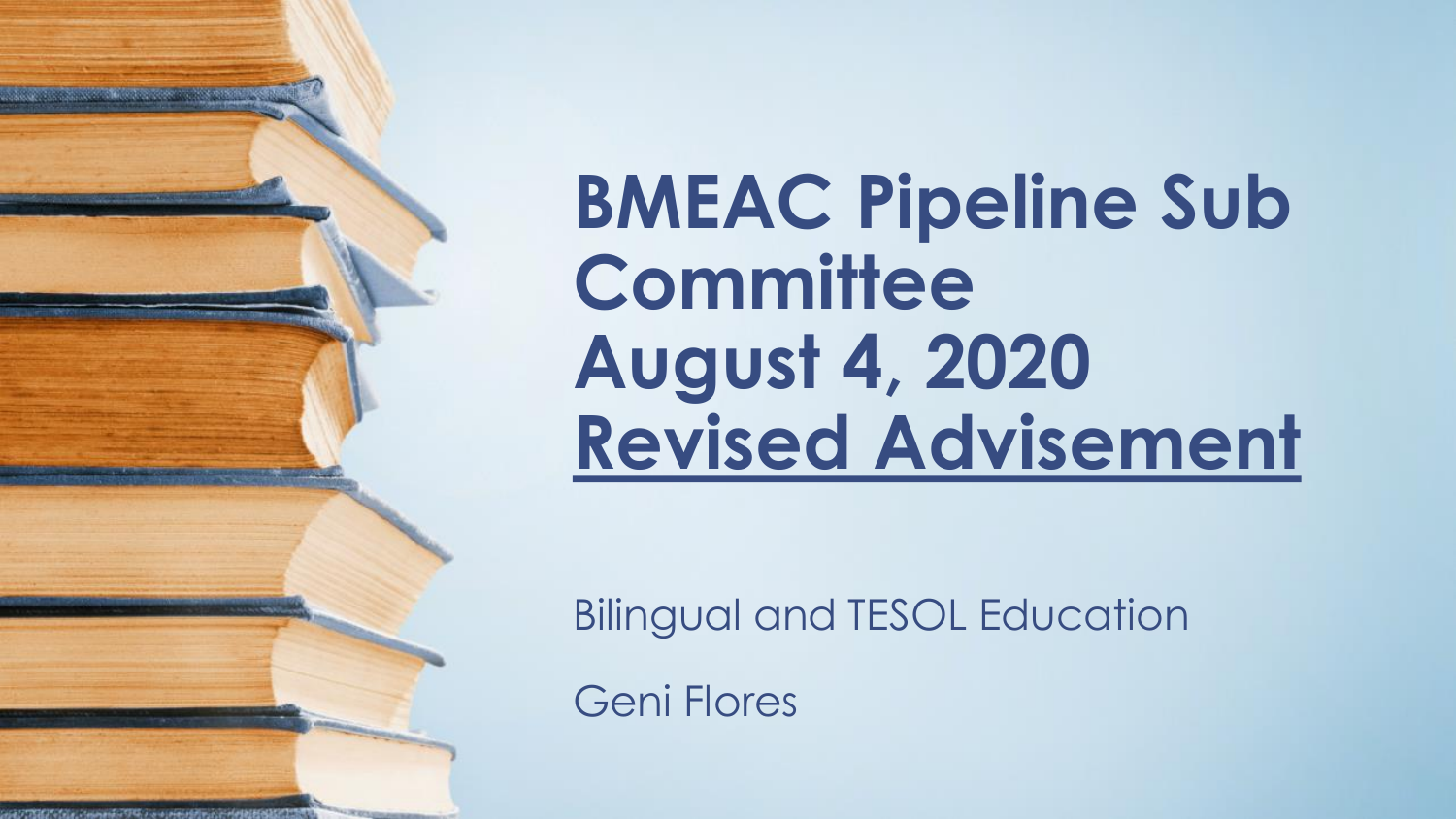# BMEAC Pipeline Sub Committee August 4, 2020 Revised Advisement

Bilingual and TESOL Education

Geni Flores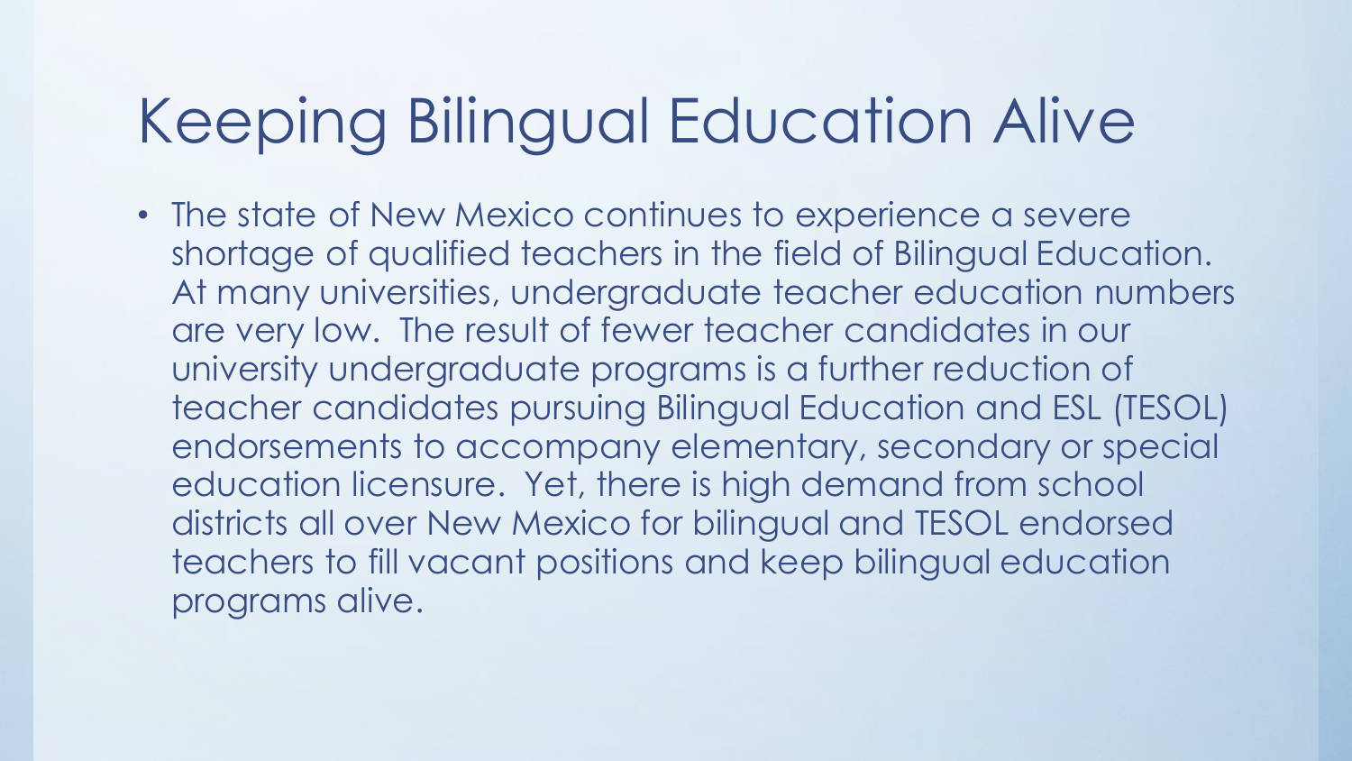# Keeping Bilingual Education Alive

- The state of New Mexico continues to experience a severe shortage of qualified teachers in the field of Bilingual Education. At many universities, undergraduate teacher education numbers are very low. The result of fewer teacher candidates in our university undergraduate programs is a further reduction of teacher candidates pursuing Bilingual Education and ESL (TESOL) endorsements to accompany elementary, secondary or special education licensure. Yet, there is high demand from school districts all over New Mexico for bilingual and TESOL endorsed teachers to fill vacant positions and keep bilingual education programs alive.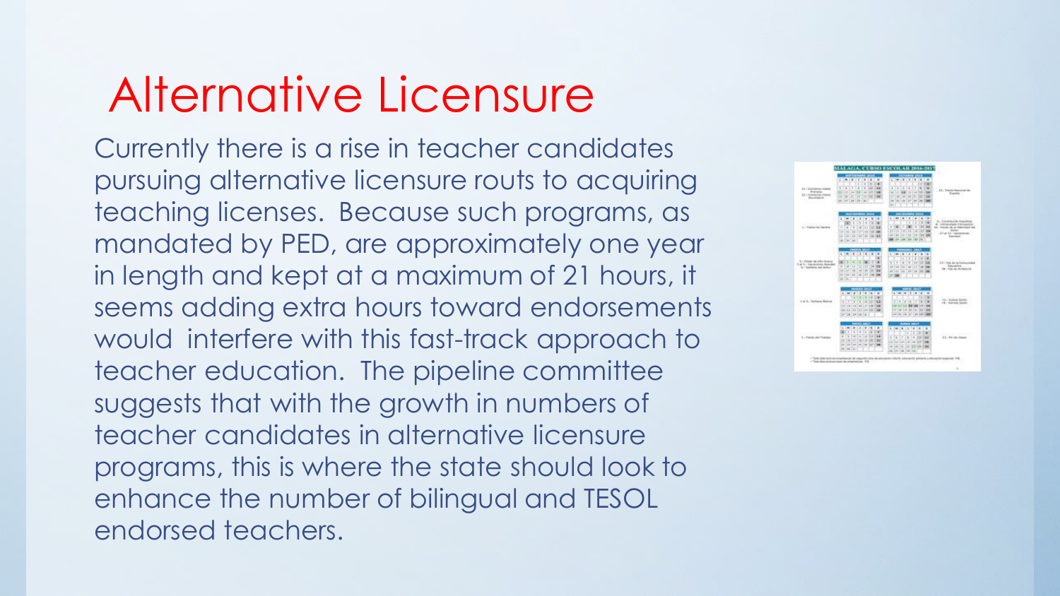# Alternative Licensure

Currently there is a rise in teacher candidates pursuing alternative licensure routs to acquiring teaching licenses. Because such programs, as mandated by PED, are approximately one year in length and kept at a maximum of 21 hours, it seems adding extra hours toward endorsements would interfere with this fast-track approach to teacher education. The pipeline committee suggests that with the growth in numbers of teacher candidates in alternative licensure programs, this is where the state should look to enhance the number of bilingual and TESOL endorsed teachers.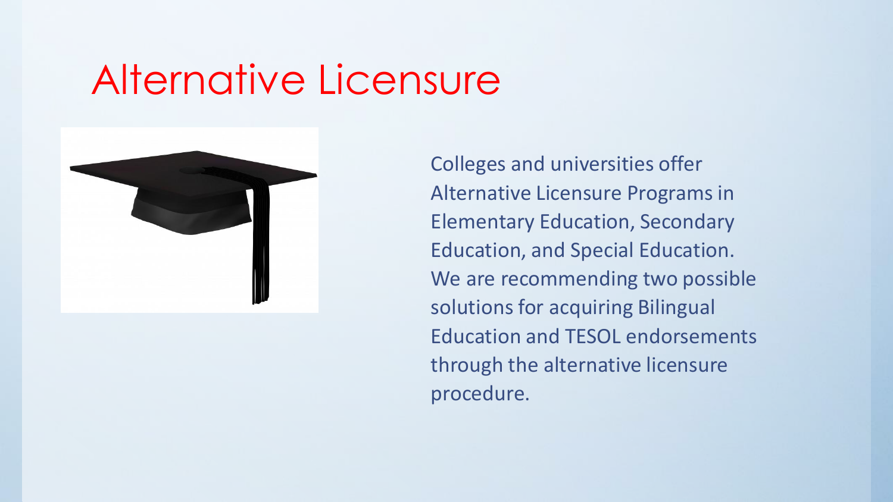# Alternative Licensure

Colleges and universities offer Alternative Licensure Programs in Elementary Education, Secondary Education, and Special Education. We are recommending two possible solutions for acquiring Bilingual Education and TESOL endorsements through the alternative licensure procedure.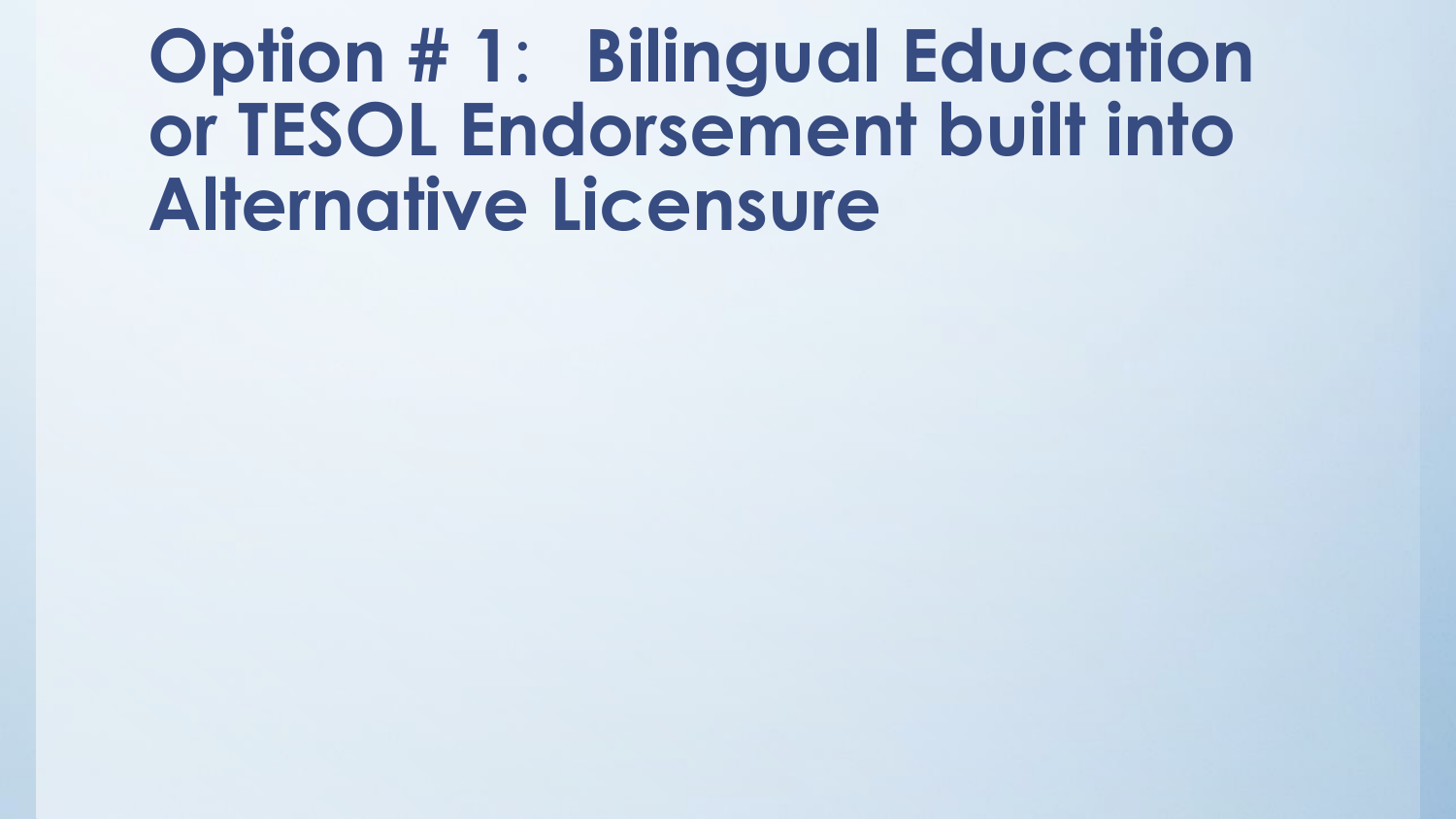# Option # 1: Bilingual Education or TESOL Endorsement built into Alternative Licensure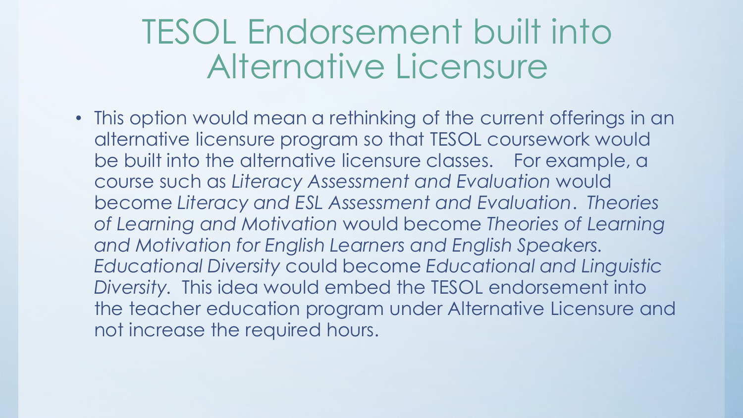# TESOL Endorsement built into Alternative Licensure

- This option would mean a rethinking of the current offerings in an alternative licensure program so that TESOL coursework would be built into the alternative licensure classes. For example, a course such as *Literacy Assessment and Evaluation* would become *Literacy and ESL Assessment and Evaluation*. *Theories of Learning and Motivation* would become *Theories of Learning and Motivation for English Learners and English Speakers. Educational Diversity* could become *Educational and Linguistic Diversity*. This idea would embed the TESOL endorsement into the teacher education program under Alternative Licensure and not increase the required hours.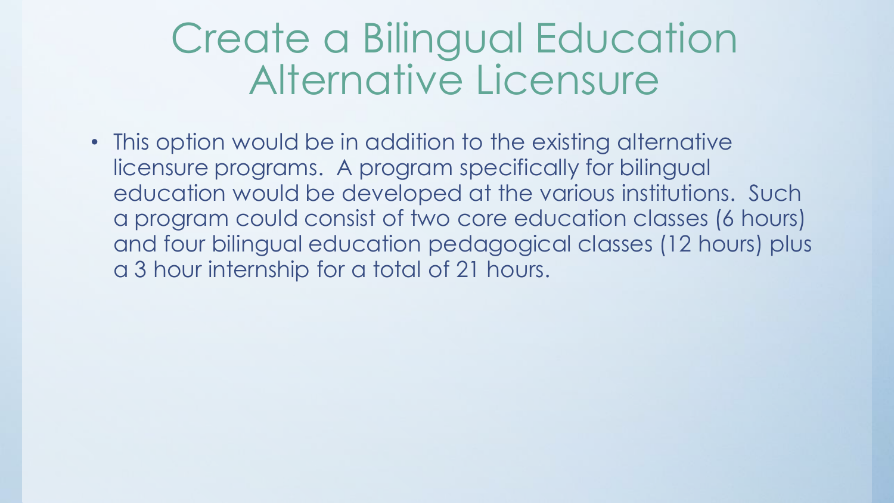# Create a Bilingual Education Alternative Licensure

- This option would be in addition to the existing alternative licensure programs. A program specifically for bilingual education would be developed at the various institutions. Such a program could consist of two core education classes (6 hours) and four bilingual education pedagogical classes (12 hours) plus a 3 hour internship for a total of 21 hours.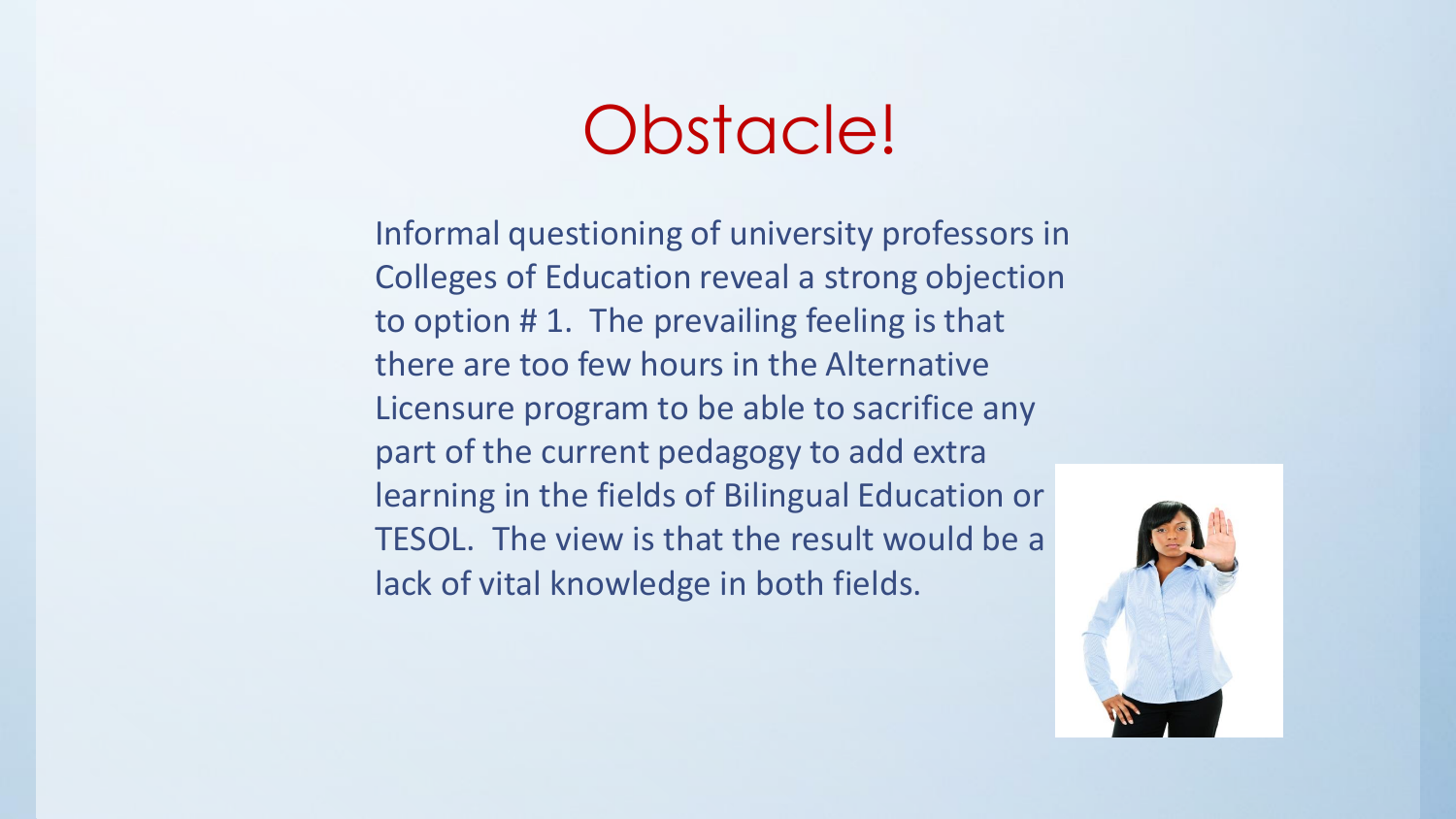# Obstacle!

Informal questioning of university professors in Colleges of Education reveal a strong objection to option # 1. The prevailing feeling is that there are too few hours in the Alternative Licensure program to be able to sacrifice any part of the current pedagogy to add extra learning in the fields of Bilingual Education or TESOL. The view is that the result would be a lack of vital knowledge in both fields.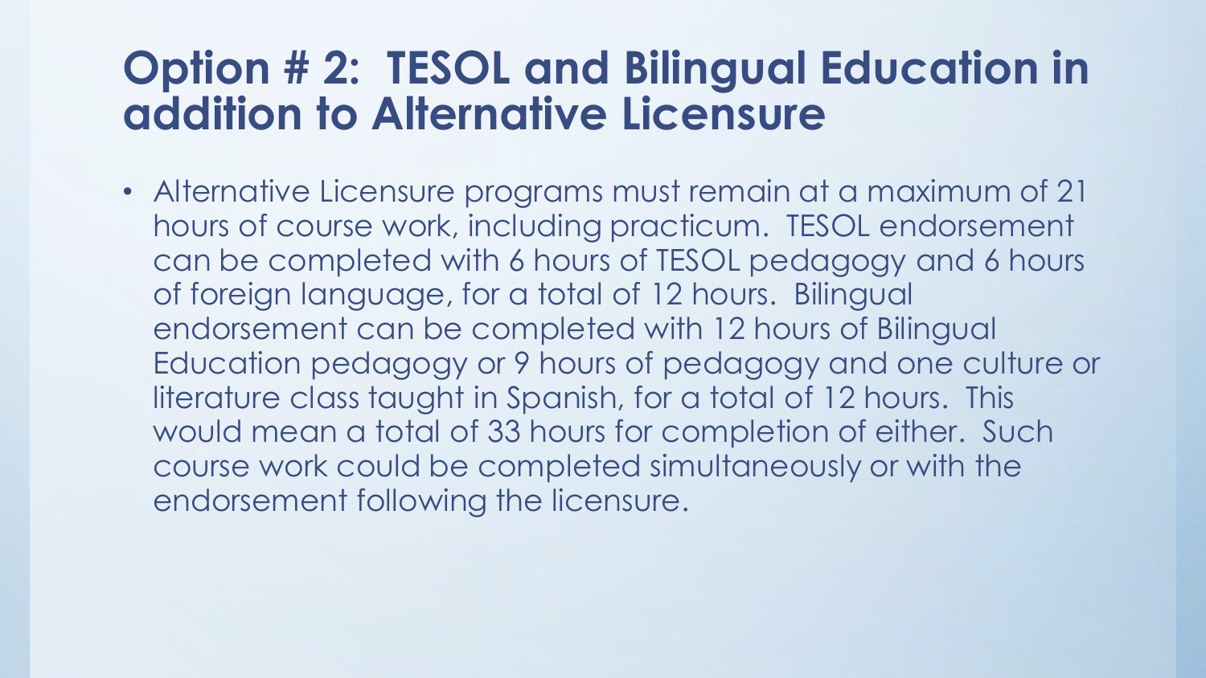# Option # 2: TESOL and Bilingual Education in addition to Alternative Licensure

- Alternative Licensure programs must remain at a maximum of 21 hours of course work, including practicum. TESOL endorsement can be completed with 6 hours of TESOL pedagogy and 6 hours of foreign language, for a total of 12 hours. Bilingual endorsement can be completed with 12 hours of Bilingual Education pedagogy or 9 hours of pedagogy and one culture or literature class taught in Spanish, for a total of 12 hours. This would mean a total of 33 hours for completion of either. Such course work could be completed simultaneously or with the endorsement following the licensure.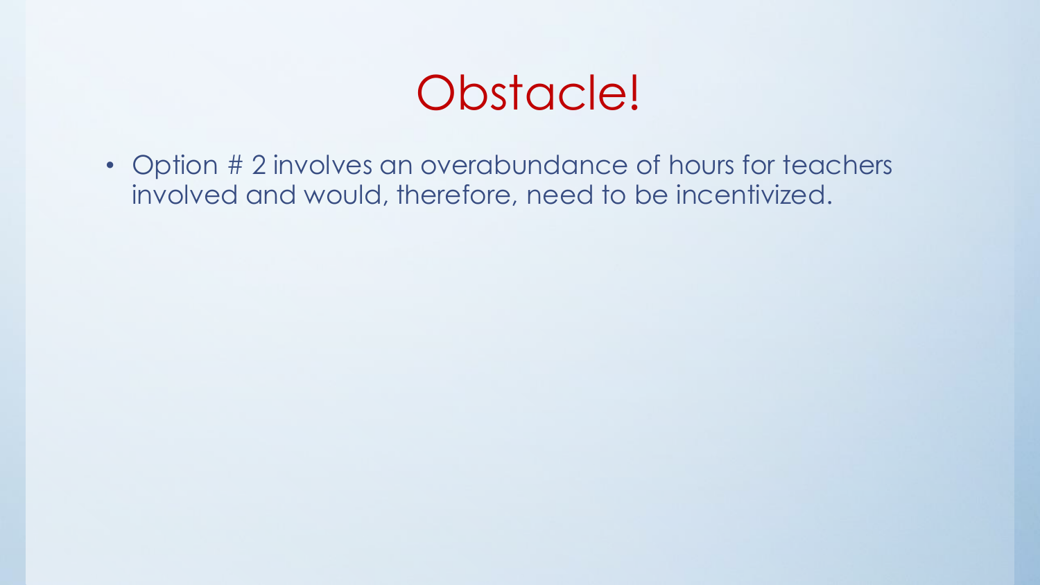# Obstacle!

- Option # 2 involves an overabundance of hours for teachers involved and would, therefore, need to be incentivized.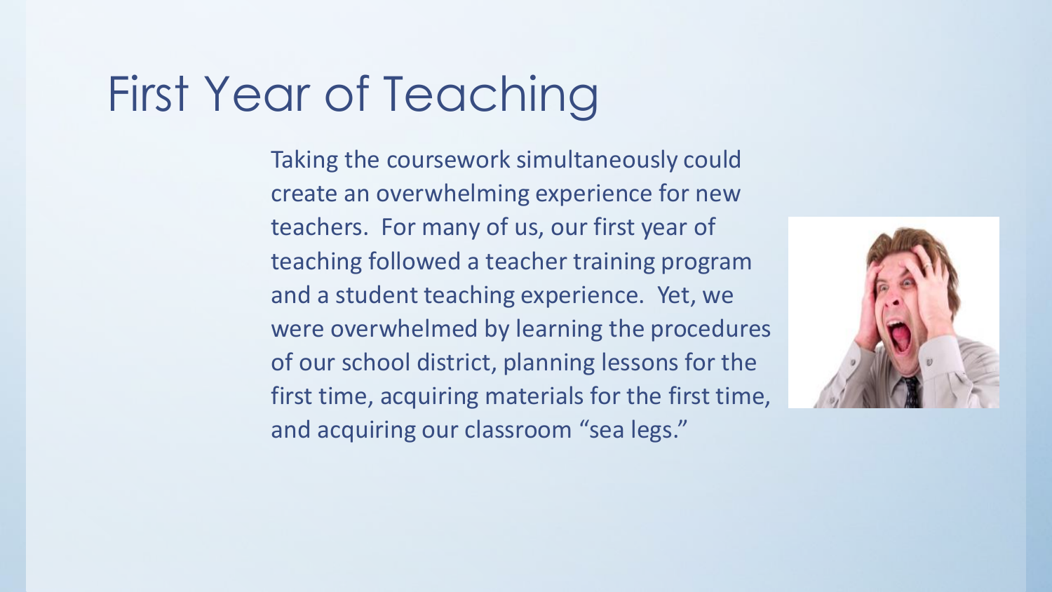# First Year of Teaching

Taking the coursework simultaneously could create an overwhelming experience for new teachers. For many of us, our first year of teaching followed a teacher training program and a student teaching experience. Yet, we were overwhelmed by learning the procedures of our school district, planning lessons for the first time, acquiring materials for the first time, and acquiring our classroom "sea legs."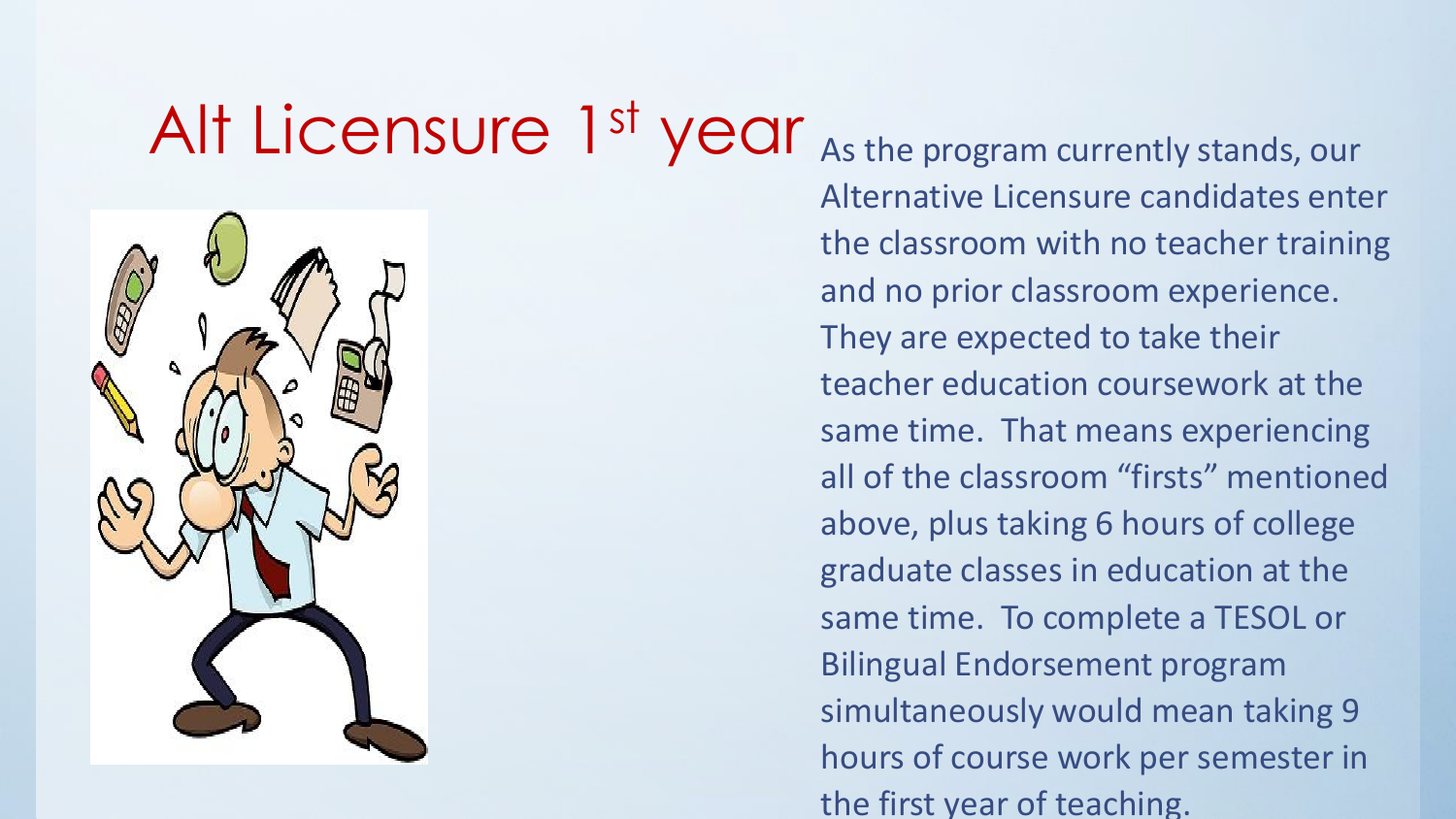# Alt Licensure 1st year

As the program currently stands, our Alternative Licensure candidates enter the classroom with no teacher training and no prior classroom experience. They are expected to take their teacher education coursework at the same time. That means experiencing all of the classroom "firsts" mentioned above, plus taking 6 hours of college graduate classes in education at the same time. To complete a TESOL or Bilingual Endorsement program simultaneously would mean taking 9 hours of course work per semester in the first year of teaching.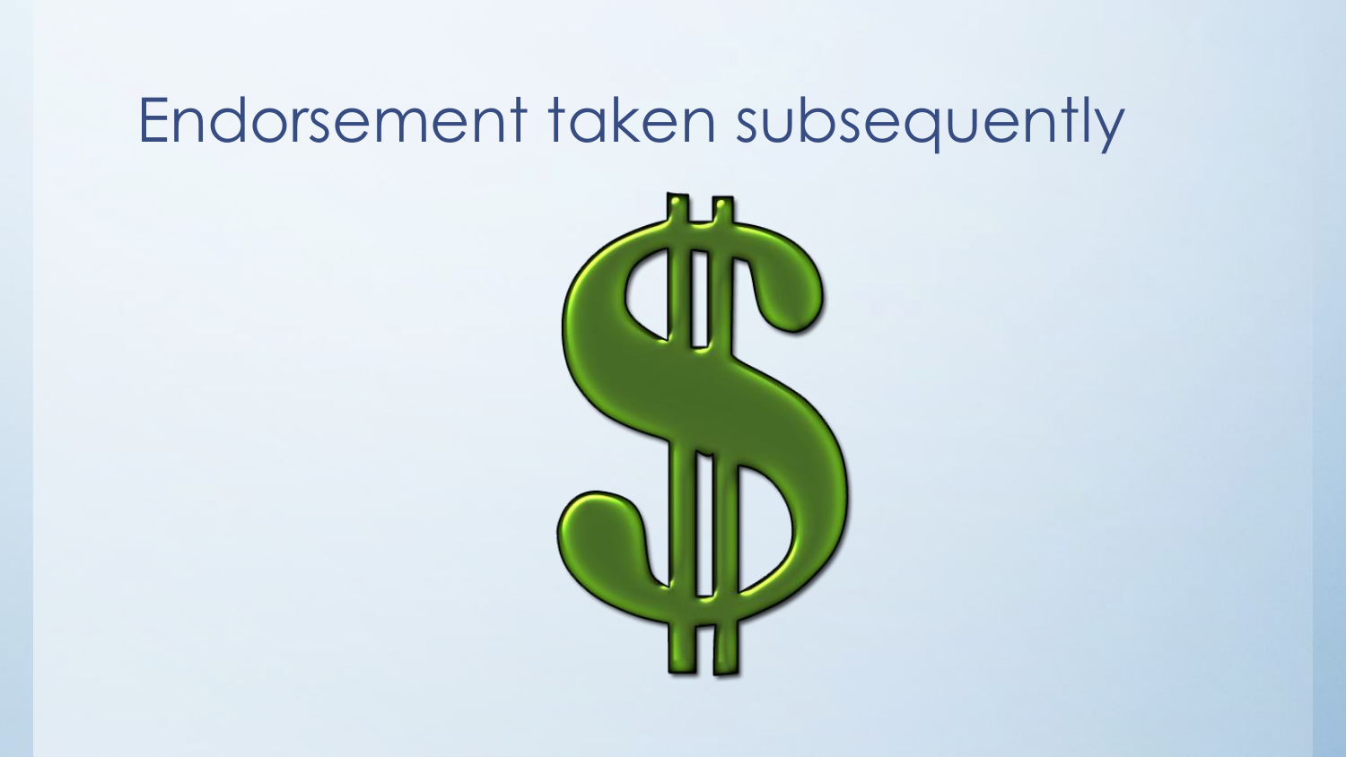# Endorsement taken subsequently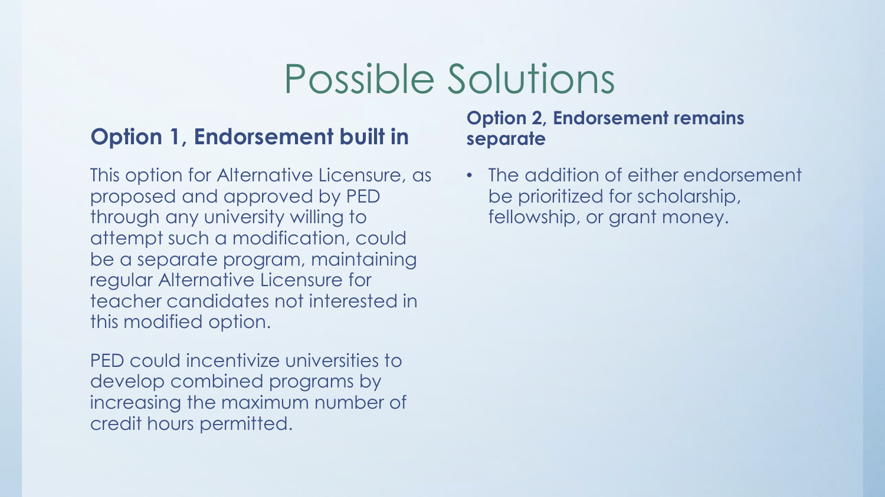# Possible Solutions

### Option 1, Endorsement built in

This option for Alternative Licensure, as proposed and approved by PED through any university willing to attempt such a modification, could be a separate program, maintaining regular Alternative Licensure for teacher candidates not interested in this modified option.

PED could incentivize universities to develop combined programs by increasing the maximum number of credit hours permitted.

### Option 2, Endorsement remains separate

- The addition of either endorsement be prioritized for scholarship, fellowship, or grant money.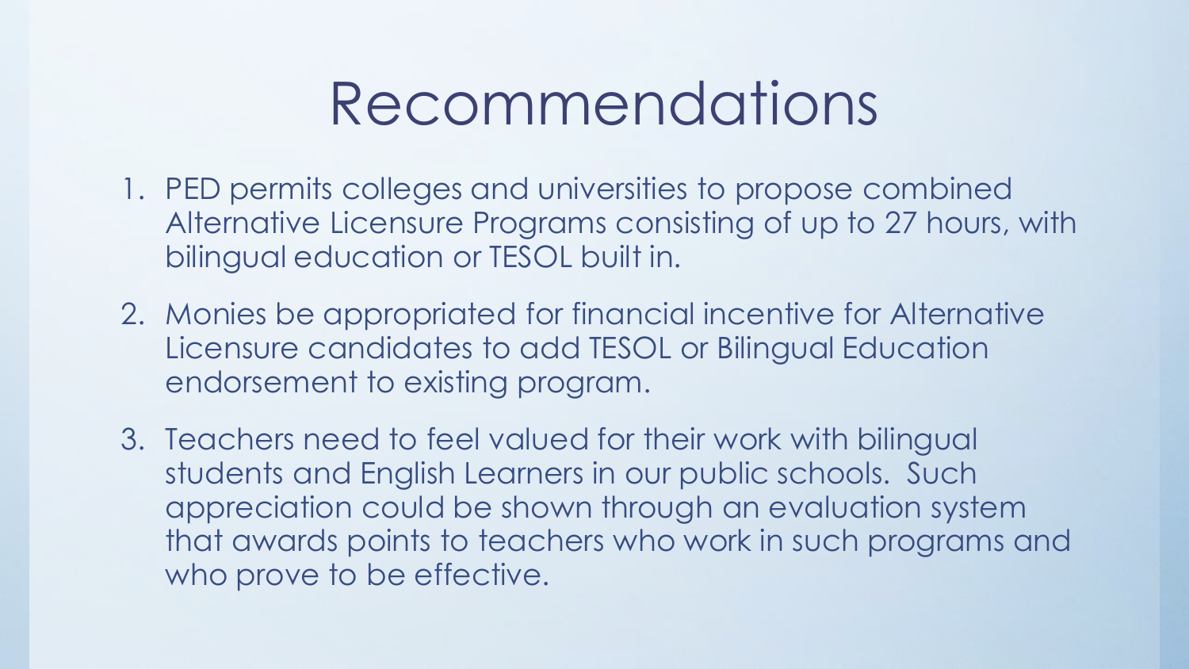# Recommendations

1. PED permits colleges and universities to propose combined Alternative Licensure Programs consisting of up to 27 hours, with bilingual education or TESOL built in.
2. Monies be appropriated for financial incentive for Alternative Licensure candidates to add TESOL or Bilingual Education endorsement to existing program.
3. Teachers need to feel valued for their work with bilingual students and English Learners in our public schools. Such appreciation could be shown through an evaluation system that awards points to teachers who work in such programs and who prove to be effective.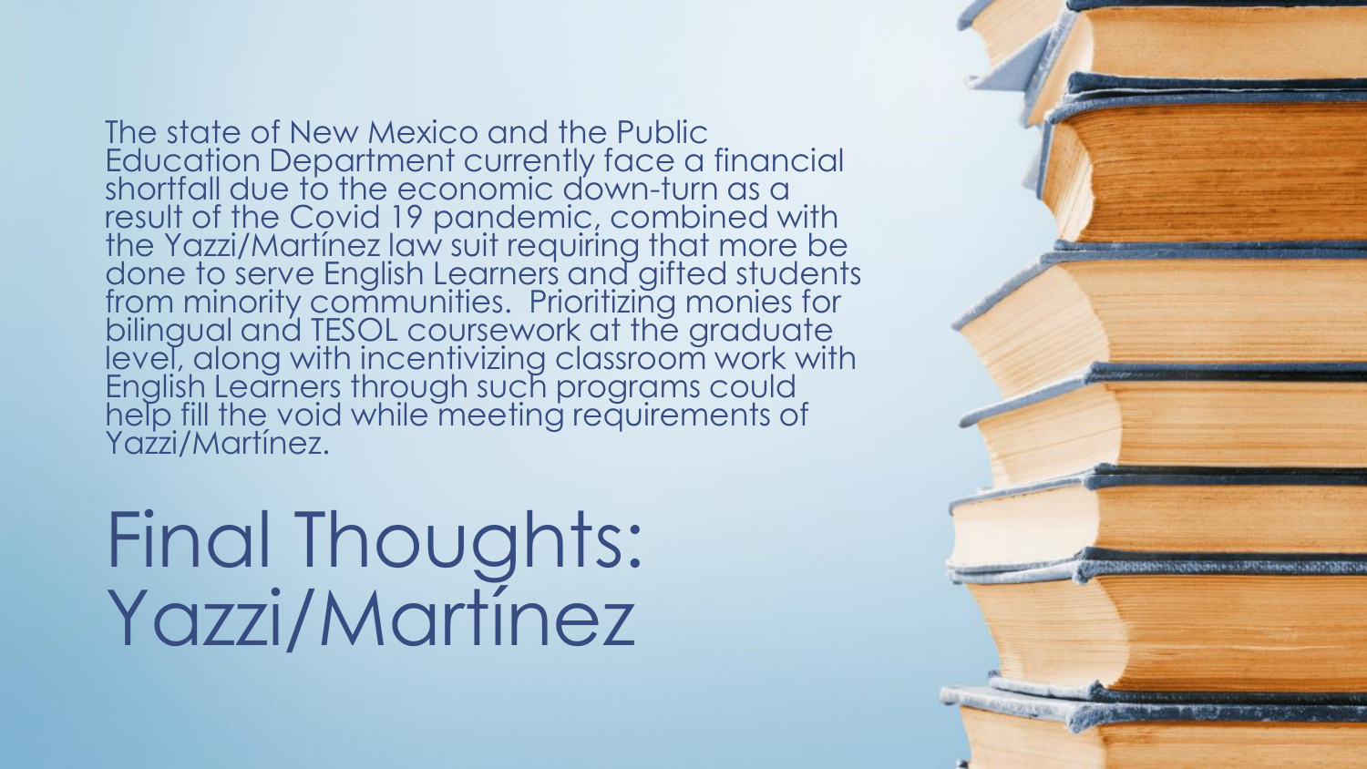The state of New Mexico and the Public Education Department currently face a financial shortfall due to the economic down-turn as a result of the Covid 19 pandemic, combined with the Yazzi/Martínez law suit requiring that more be done to serve English Learners and gifted students from minority communities. Prioritizing monies for bilingual and TESOL coursework at the graduate level, along with incentivizing classroom work with English Learners through such programs could help fill the void while meeting requirements of Yazzi/Martínez.

# Final Thoughts: Yazzi/Martínez